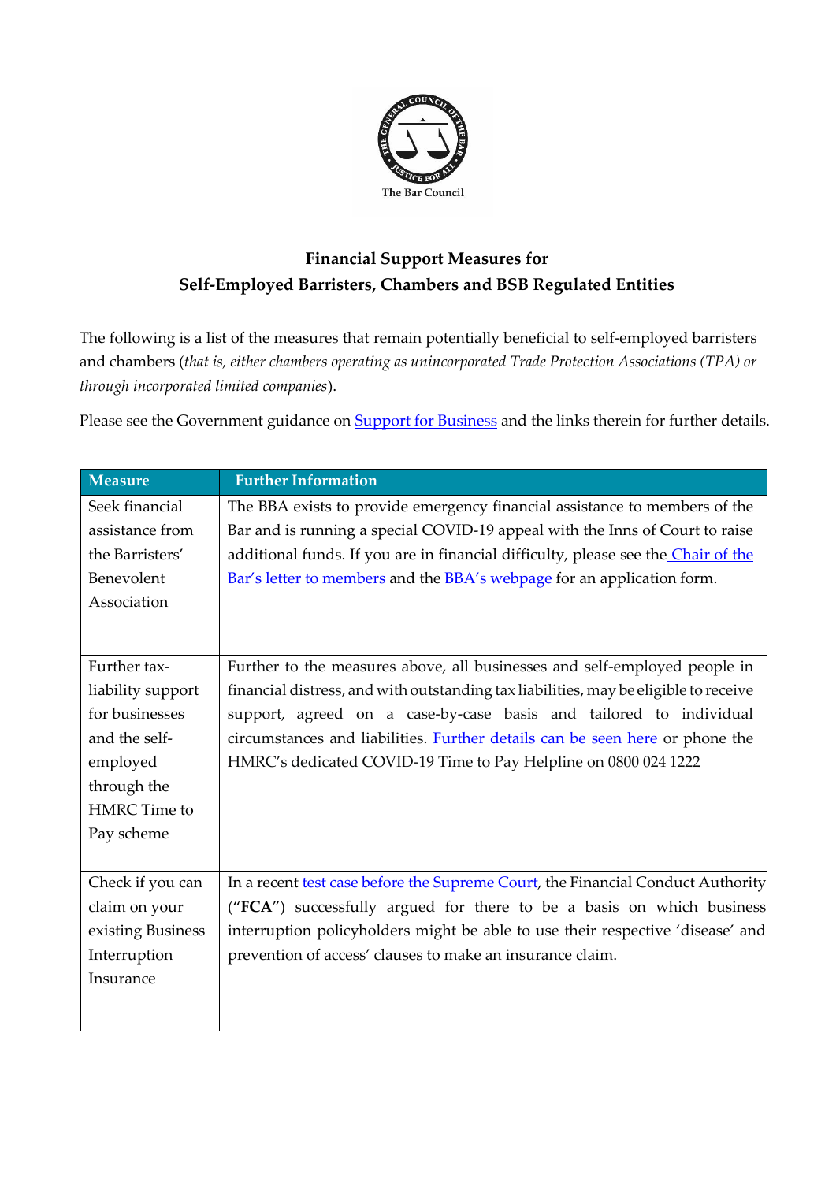The Bar Council

# Financial Support Measures for Self-Employed Barristers, Chambers and BSB Regulated Entities

The following is a list of the measures that remain potentially beneficial to self-employed barristers and chambers (*that is, either chambers operating as unincorporated Trade Protection Associations (TPA) or through incorporated limited companies*).

Please see the Government guidance on Support for Business and the links therein for further details.

| Measure | Further Information |
|---|---|
| Seek financial assistance from the Barristers' Benevolent Association | The BBA exists to provide emergency financial assistance to members of the Bar and is running a special COVID-19 appeal with the Inns of Court to raise additional funds. If you are in financial difficulty, please see the Chair of the Bar's letter to members and the BBA's webpage for an application form. |
| Further tax-liability support for businesses and the self-employed through the HMRC Time to Pay scheme | Further to the measures above, all businesses and self-employed people in financial distress, and with outstanding tax liabilities, may be eligible to receive support, agreed on a case-by-case basis and tailored to individual circumstances and liabilities. Further details can be seen here or phone the HMRC's dedicated COVID-19 Time to Pay Helpline on 0800 024 1222 |
| Check if you can claim on your existing Business Interruption Insurance | In a recent test case before the Supreme Court, the Financial Conduct Authority ("**FCA**") successfully argued for there to be a basis on which business interruption policyholders might be able to use their respective 'disease' and prevention of access' clauses to make an insurance claim. |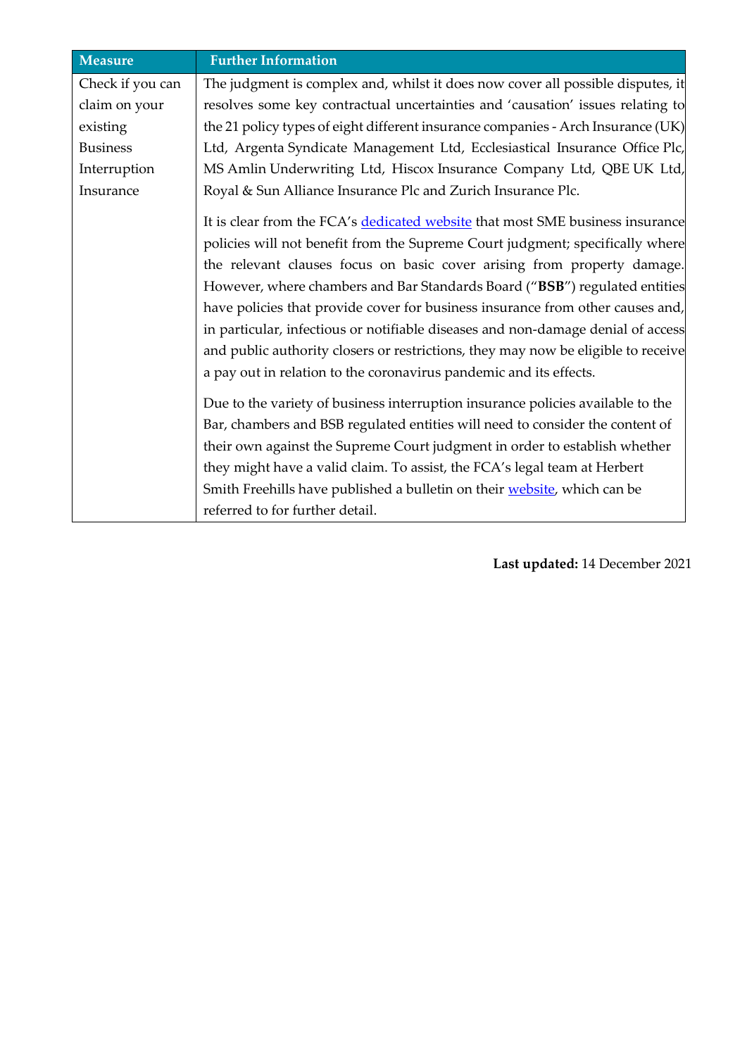| Measure | Further Information |
| --- | --- |
| Check if you can claim on your existing Business Interruption Insurance | The judgment is complex and, whilst it does now cover all possible disputes, it resolves some key contractual uncertainties and 'causation' issues relating to the 21 policy types of eight different insurance companies - Arch Insurance (UK) Ltd, Argenta Syndicate Management Ltd, Ecclesiastical Insurance Office Plc, MS Amlin Underwriting Ltd, Hiscox Insurance Company Ltd, QBE UK Ltd, Royal & Sun Alliance Insurance Plc and Zurich Insurance Plc.<br><br>It is clear from the FCA's dedicated website that most SME business insurance policies will not benefit from the Supreme Court judgment; specifically where the relevant clauses focus on basic cover arising from property damage. However, where chambers and Bar Standards Board ("**BSB**") regulated entities have policies that provide cover for business insurance from other causes and, in particular, infectious or notifiable diseases and non-damage denial of access and public authority closers or restrictions, they may now be eligible to receive a pay out in relation to the coronavirus pandemic and its effects.<br><br>Due to the variety of business interruption insurance policies available to the Bar, chambers and BSB regulated entities will need to consider the content of their own against the Supreme Court judgment in order to establish whether they might have a valid claim. To assist, the FCA's legal team at Herbert Smith Freehills have published a bulletin on their website, which can be referred to for further detail. |

**Last updated:** 14 December 2021